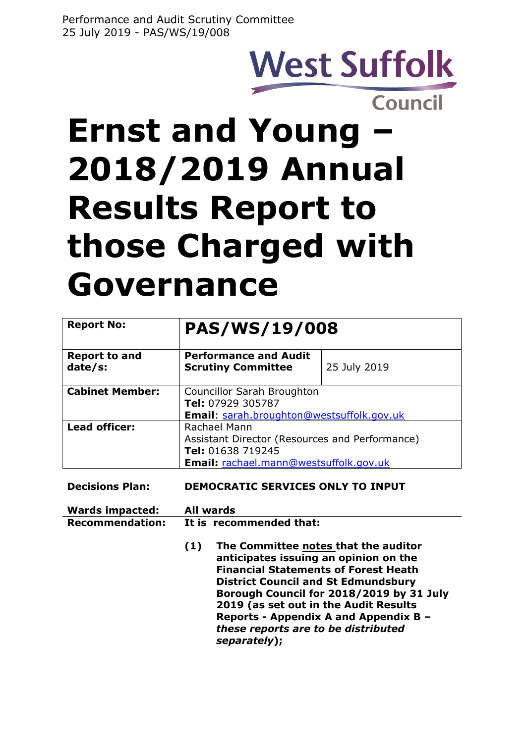West Suffolk Council

# Ernst and Young – 2018/2019 Annual Results Report to those Charged with Governance

| **Report No:** | **PAS/WS/19/008** | |
|---|---|---|
| **Report to and date/s:** | **Performance and Audit Scrutiny Committee** | 25 July 2019 |
| **Cabinet Member:** | Councillor Sarah Broughton<br>**Tel:** 07929 305787<br>**Email**: sarah.broughton@westsuffolk.gov.uk | |
| **Lead officer:** | Rachael Mann<br>Assistant Director (Resources and Performance)<br>**Tel:** 01638 719245<br>**Email:** rachael.mann@westsuffolk.gov.uk | |

**Decisions Plan:** **DEMOCRATIC SERVICES ONLY TO INPUT**

**Wards impacted:** **All wards**

**Recommendation:** **It is recommended that:**

**(1) The Committee notes that the auditor anticipates issuing an opinion on the Financial Statements of Forest Heath District Council and St Edmundsbury Borough Council for 2018/2019 by 31 July 2019 (as set out in the Audit Results Reports - Appendix A and Appendix B – *these reports are to be distributed separately*);**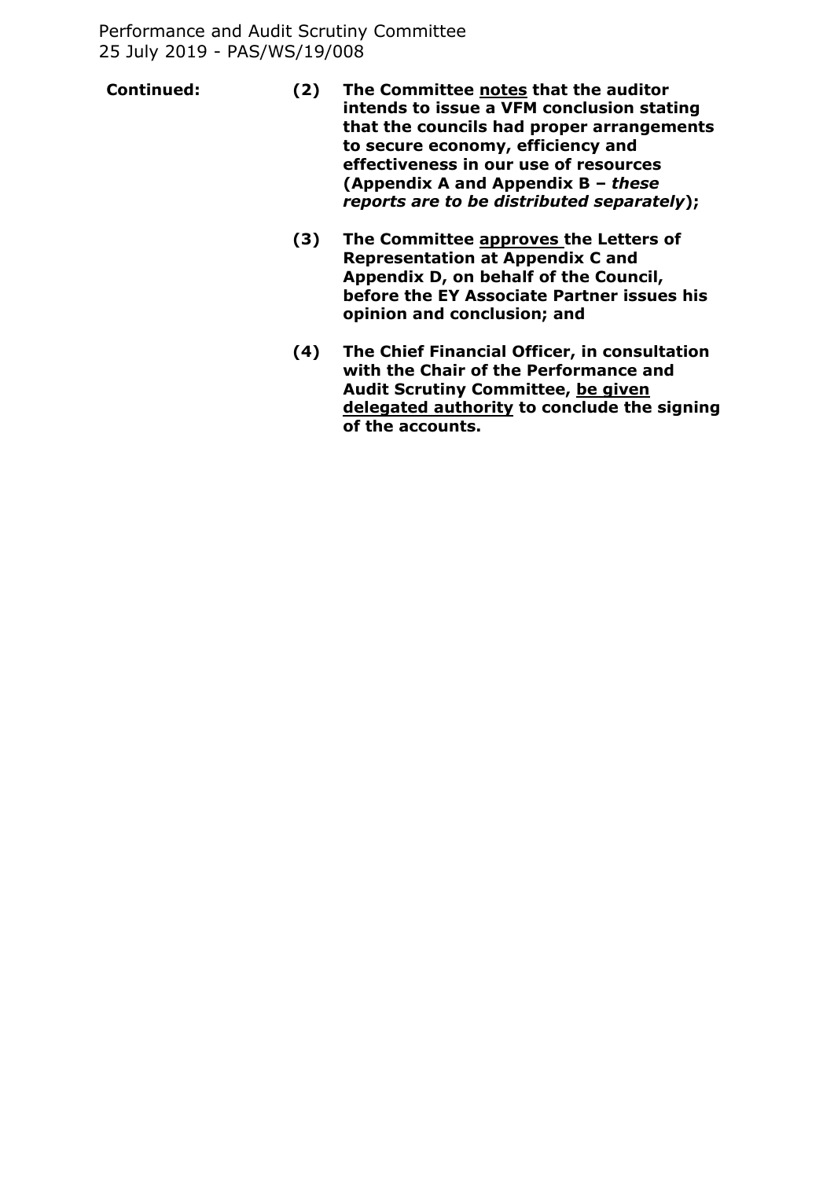**Continued:**

**(2) The Committee <u>notes</u> that the auditor intends to issue a VFM conclusion stating that the councils had proper arrangements to secure economy, efficiency and effectiveness in our use of resources (Appendix A and Appendix B – *these reports are to be distributed separately*);**

**(3) The Committee <u>approves</u> the Letters of Representation at Appendix C and Appendix D, on behalf of the Council, before the EY Associate Partner issues his opinion and conclusion; and**

**(4) The Chief Financial Officer, in consultation with the Chair of the Performance and Audit Scrutiny Committee, <u>be given delegated authority</u> to conclude the signing of the accounts.**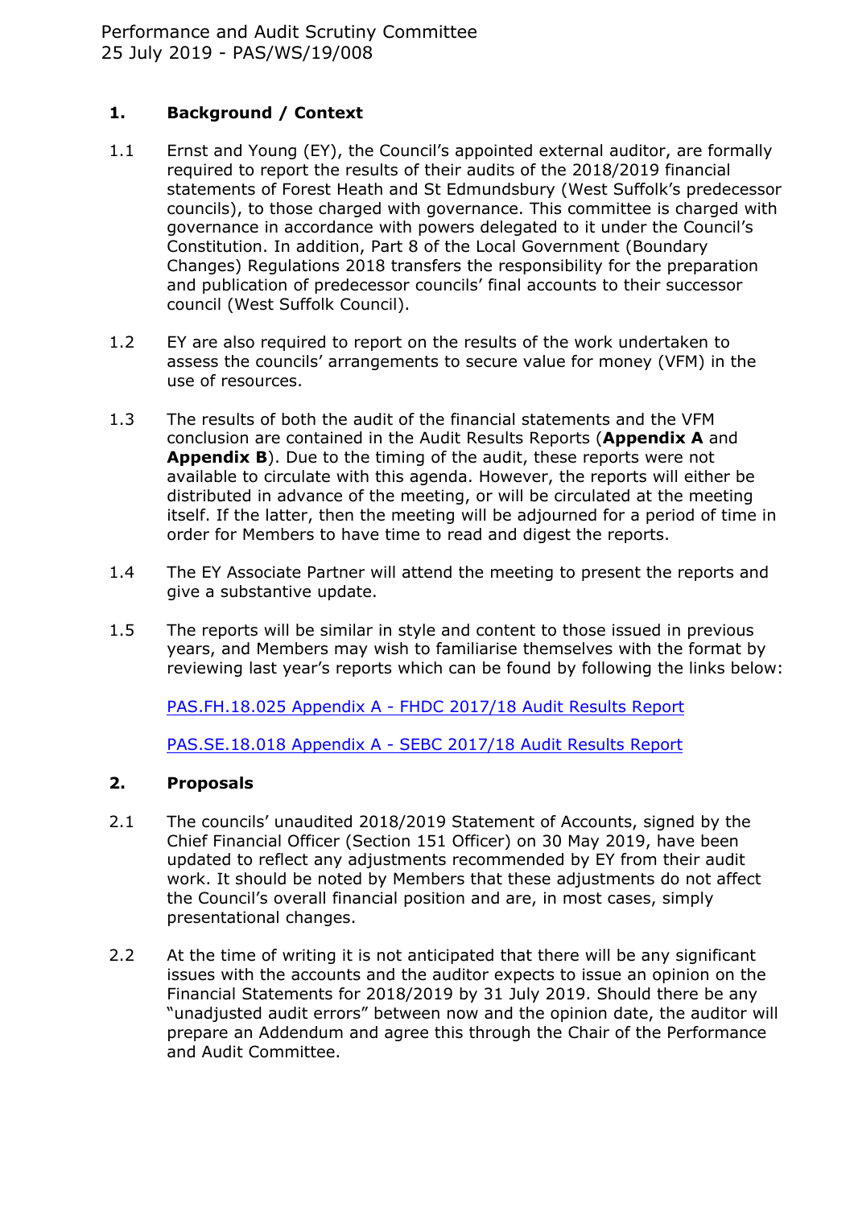## 1. Background / Context

1.1 Ernst and Young (EY), the Council's appointed external auditor, are formally required to report the results of their audits of the 2018/2019 financial statements of Forest Heath and St Edmundsbury (West Suffolk's predecessor councils), to those charged with governance. This committee is charged with governance in accordance with powers delegated to it under the Council's Constitution. In addition, Part 8 of the Local Government (Boundary Changes) Regulations 2018 transfers the responsibility for the preparation and publication of predecessor councils' final accounts to their successor council (West Suffolk Council).

1.2 EY are also required to report on the results of the work undertaken to assess the councils' arrangements to secure value for money (VFM) in the use of resources.

1.3 The results of both the audit of the financial statements and the VFM conclusion are contained in the Audit Results Reports (**Appendix A** and **Appendix B**). Due to the timing of the audit, these reports were not available to circulate with this agenda. However, the reports will either be distributed in advance of the meeting, or will be circulated at the meeting itself. If the latter, then the meeting will be adjourned for a period of time in order for Members to have time to read and digest the reports.

1.4 The EY Associate Partner will attend the meeting to present the reports and give a substantive update.

1.5 The reports will be similar in style and content to those issued in previous years, and Members may wish to familiarise themselves with the format by reviewing last year's reports which can be found by following the links below:

PAS.FH.18.025 Appendix A - FHDC 2017/18 Audit Results Report

PAS.SE.18.018 Appendix A - SEBC 2017/18 Audit Results Report

## 2. Proposals

2.1 The councils' unaudited 2018/2019 Statement of Accounts, signed by the Chief Financial Officer (Section 151 Officer) on 30 May 2019, have been updated to reflect any adjustments recommended by EY from their audit work. It should be noted by Members that these adjustments do not affect the Council's overall financial position and are, in most cases, simply presentational changes.

2.2 At the time of writing it is not anticipated that there will be any significant issues with the accounts and the auditor expects to issue an opinion on the Financial Statements for 2018/2019 by 31 July 2019. Should there be any "unadjusted audit errors" between now and the opinion date, the auditor will prepare an Addendum and agree this through the Chair of the Performance and Audit Committee.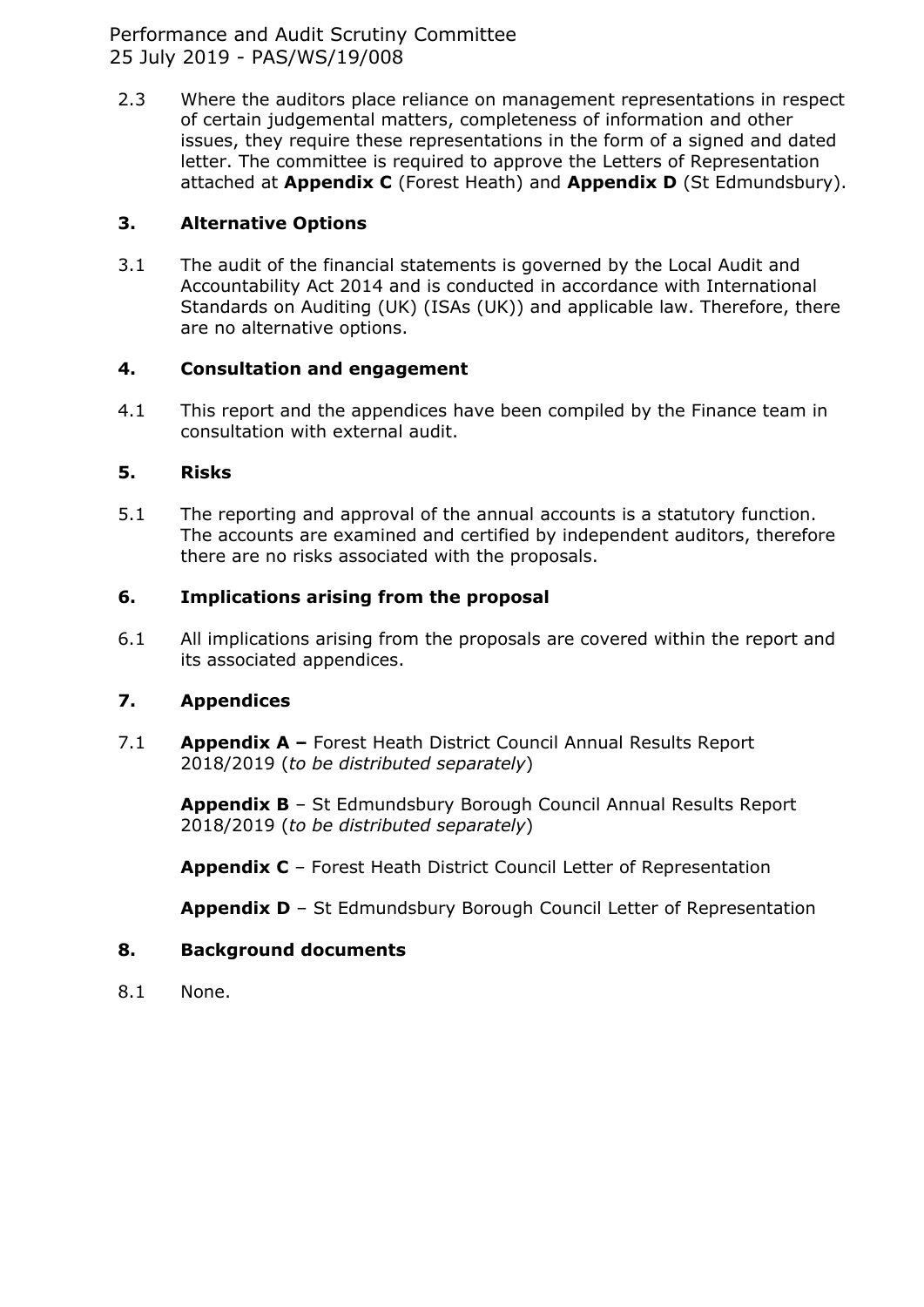2.3 Where the auditors place reliance on management representations in respect of certain judgemental matters, completeness of information and other issues, they require these representations in the form of a signed and dated letter. The committee is required to approve the Letters of Representation attached at **Appendix C** (Forest Heath) and **Appendix D** (St Edmundsbury).

## 3. Alternative Options

3.1 The audit of the financial statements is governed by the Local Audit and Accountability Act 2014 and is conducted in accordance with International Standards on Auditing (UK) (ISAs (UK)) and applicable law. Therefore, there are no alternative options.

## 4. Consultation and engagement

4.1 This report and the appendices have been compiled by the Finance team in consultation with external audit.

## 5. Risks

5.1 The reporting and approval of the annual accounts is a statutory function. The accounts are examined and certified by independent auditors, therefore there are no risks associated with the proposals.

## 6. Implications arising from the proposal

6.1 All implications arising from the proposals are covered within the report and its associated appendices.

## 7. Appendices

7.1 **Appendix A –** Forest Heath District Council Annual Results Report 2018/2019 (*to be distributed separately*)

**Appendix B** – St Edmundsbury Borough Council Annual Results Report 2018/2019 (*to be distributed separately*)

**Appendix C** – Forest Heath District Council Letter of Representation

**Appendix D** – St Edmundsbury Borough Council Letter of Representation

## 8. Background documents

8.1 None.